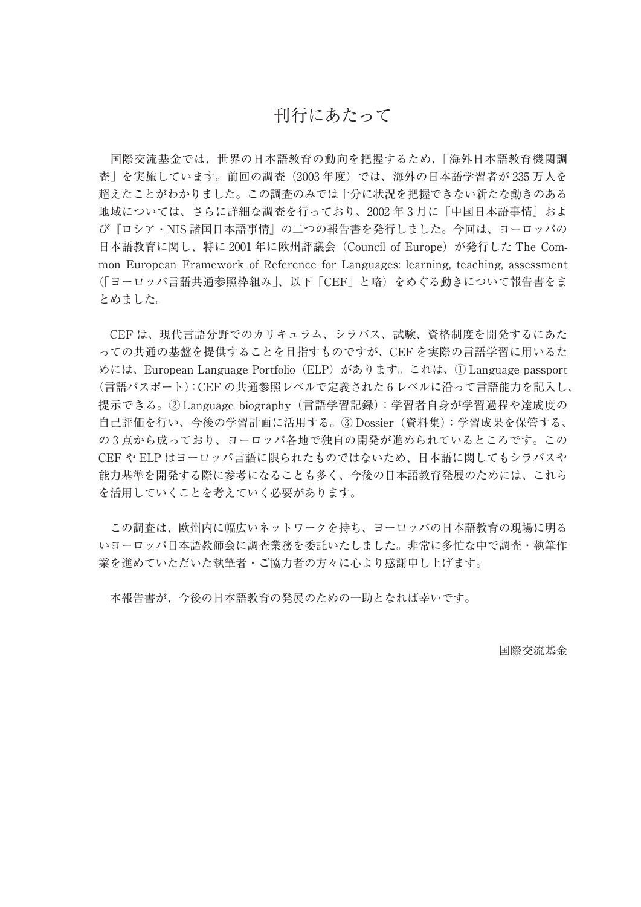# 刊行にあたって

国際交流基金では、世界の日本語教育の動向を把握するため、「海外日本語教育機関調査」を実施しています。前回の調査（2003 年度）では、海外の日本語学習者が 235 万人を超えたことがわかりました。この調査のみでは十分に状況を把握できない新たな動きのある地域については、さらに詳細な調査を行っており、2002 年 3 月に『中国日本語事情』および『ロシア・NIS 諸国日本語事情』の二つの報告書を発行しました。今回は、ヨーロッパの日本語教育に関し、特に 2001 年に欧州評議会（Council of Europe）が発行した The Common European Framework of Reference for Languages: learning, teaching, assessment（「ヨーロッパ言語共通参照枠組み」、以下「CEF」と略）をめぐる動きについて報告書をまとめました。

CEF は、現代言語分野でのカリキュラム、シラバス、試験、資格制度を開発するにあたっての共通の基盤を提供することを目指すものですが、CEF を実際の言語学習に用いるためには、European Language Portfolio（ELP）があります。これは、① Language passport（言語パスポート）: CEF の共通参照レベルで定義された 6 レベルに沿って言語能力を記入し、提示できる。② Language biography（言語学習記録）: 学習者自身が学習過程や達成度の自己評価を行い、今後の学習計画に活用する。③ Dossier（資料集）: 学習成果を保管する、の 3 点から成っており、ヨーロッパ各地で独自の開発が進められているところです。この CEF や ELP はヨーロッパ言語に限られたものではないため、日本語に関してもシラバスや能力基準を開発する際に参考になることも多く、今後の日本語教育発展のためには、これらを活用していくことを考えていく必要があります。

この調査は、欧州内に幅広いネットワークを持ち、ヨーロッパの日本語教育の現場に明るいヨーロッパ日本語教師会に調査業務を委託いたしました。非常に多忙な中で調査・執筆作業を進めていただいた執筆者・ご協力者の方々に心より感謝申し上げます。

本報告書が、今後の日本語教育の発展のための一助となれば幸いです。

国際交流基金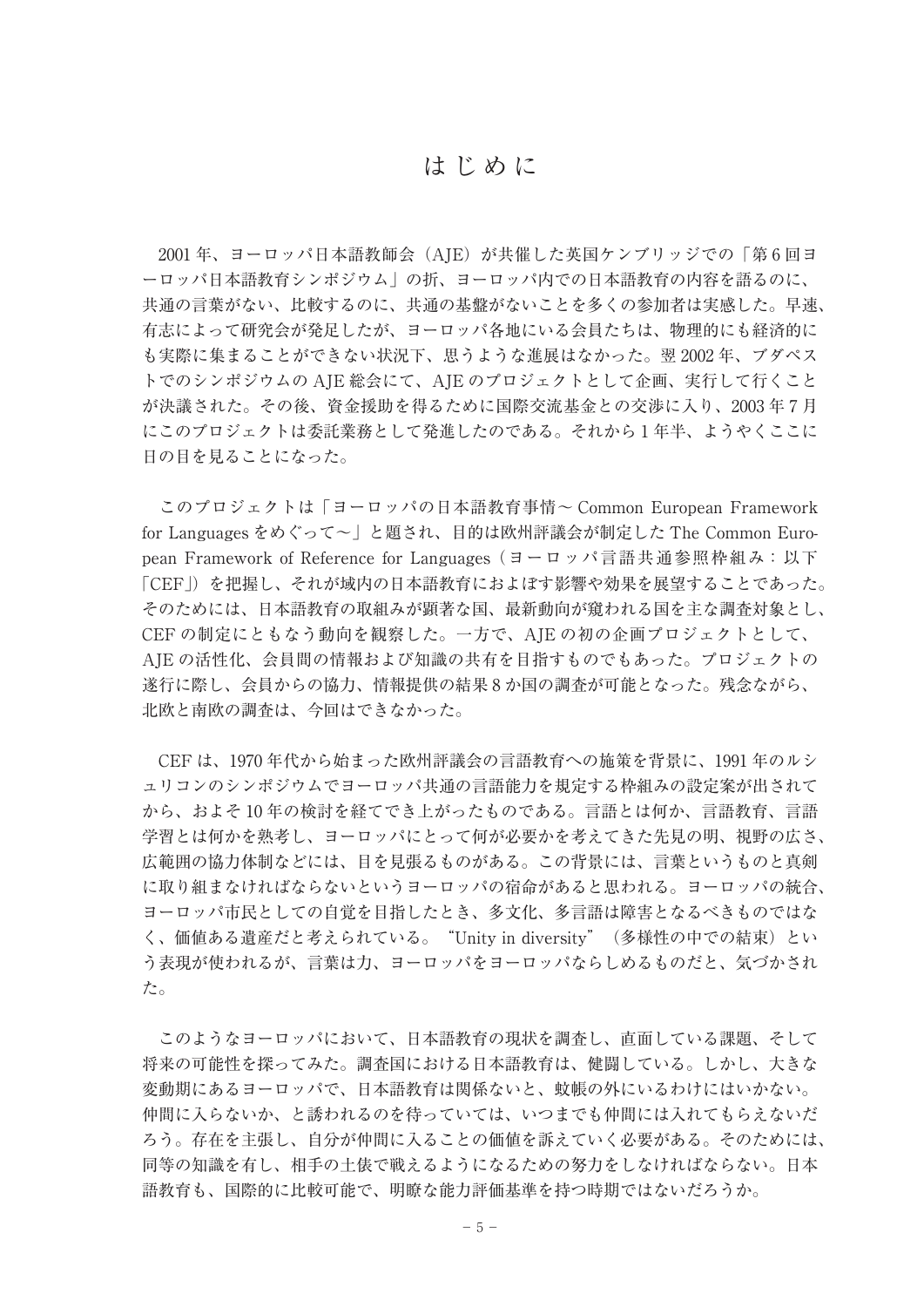# はじめに

2001 年、ヨーロッパ日本語教師会（AJE）が共催した英国ケンブリッジでの「第 6 回ヨーロッパ日本語教育シンポジウム」の折、ヨーロッパ内での日本語教育の内容を語るのに、共通の言葉がない、比較するのに、共通の基盤がないことを多くの参加者は実感した。早速、有志によって研究会が発足したが、ヨーロッパ各地にいる会員たちは、物理的にも経済的にも実際に集まることができない状況下、思うような進展はなかった。翌 2002 年、ブダペストでのシンポジウムの AJE 総会にて、AJE のプロジェクトとして企画、実行して行くことが決議された。その後、資金援助を得るために国際交流基金との交渉に入り、2003 年 7 月にこのプロジェクトは委託業務として発進したのである。それから 1 年半、ようやくここに日の目を見ることになった。

このプロジェクトは「ヨーロッパの日本語教育事情～ Common European Framework for Languages をめぐって～」と題され、目的は欧州評議会が制定した The Common European Framework of Reference for Languages（ヨーロッパ言語共通参照枠組み：以下「CEF」）を把握し、それが域内の日本語教育におよぼす影響や効果を展望することであった。そのためには、日本語教育の取組みが顕著な国、最新動向が窺われる国を主な調査対象とし、CEF の制定にともなう動向を観察した。一方で、AJE の初の企画プロジェクトとして、AJE の活性化、会員間の情報および知識の共有を目指すものでもあった。プロジェクトの遂行に際し、会員からの協力、情報提供の結果 8 か国の調査が可能となった。残念ながら、北欧と南欧の調査は、今回はできなかった。

CEF は、1970 年代から始まった欧州評議会の言語教育への施策を背景に、1991 年のルシュリコンのシンポジウムでヨーロッパ共通の言語能力を規定する枠組みの設定案が出されてから、およそ 10 年の検討を経てでき上がったものである。言語とは何か、言語教育、言語学習とは何かを熟考し、ヨーロッパにとって何が必要かを考えてきた先見の明、視野の広さ、広範囲の協力体制などには、目を見張るものがある。この背景には、言葉というものと真剣に取り組まなければならないというヨーロッパの宿命があると思われる。ヨーロッパの統合、ヨーロッパ市民としての自覚を目指したとき、多文化、多言語は障害となるべきものではなく、価値ある遺産だと考えられている。"Unity in diversity"（多様性の中での結束）という表現が使われるが、言葉は力、ヨーロッパをヨーロッパならしめるものだと、気づかされた。

このようなヨーロッパにおいて、日本語教育の現状を調査し、直面している課題、そして将来の可能性を探ってみた。調査国における日本語教育は、健闘している。しかし、大きな変動期にあるヨーロッパで、日本語教育は関係ないと、蚊帳の外にいるわけにはいかない。仲間に入らないか、と誘われるのを待っていては、いつまでも仲間には入れてもらえないだろう。存在を主張し、自分が仲間に入ることの価値を訴えていく必要がある。そのためには、同等の知識を有し、相手の土俵で戦えるようになるための努力をしなければならない。日本語教育も、国際的に比較可能で、明瞭な能力評価基準を持つ時期ではないだろうか。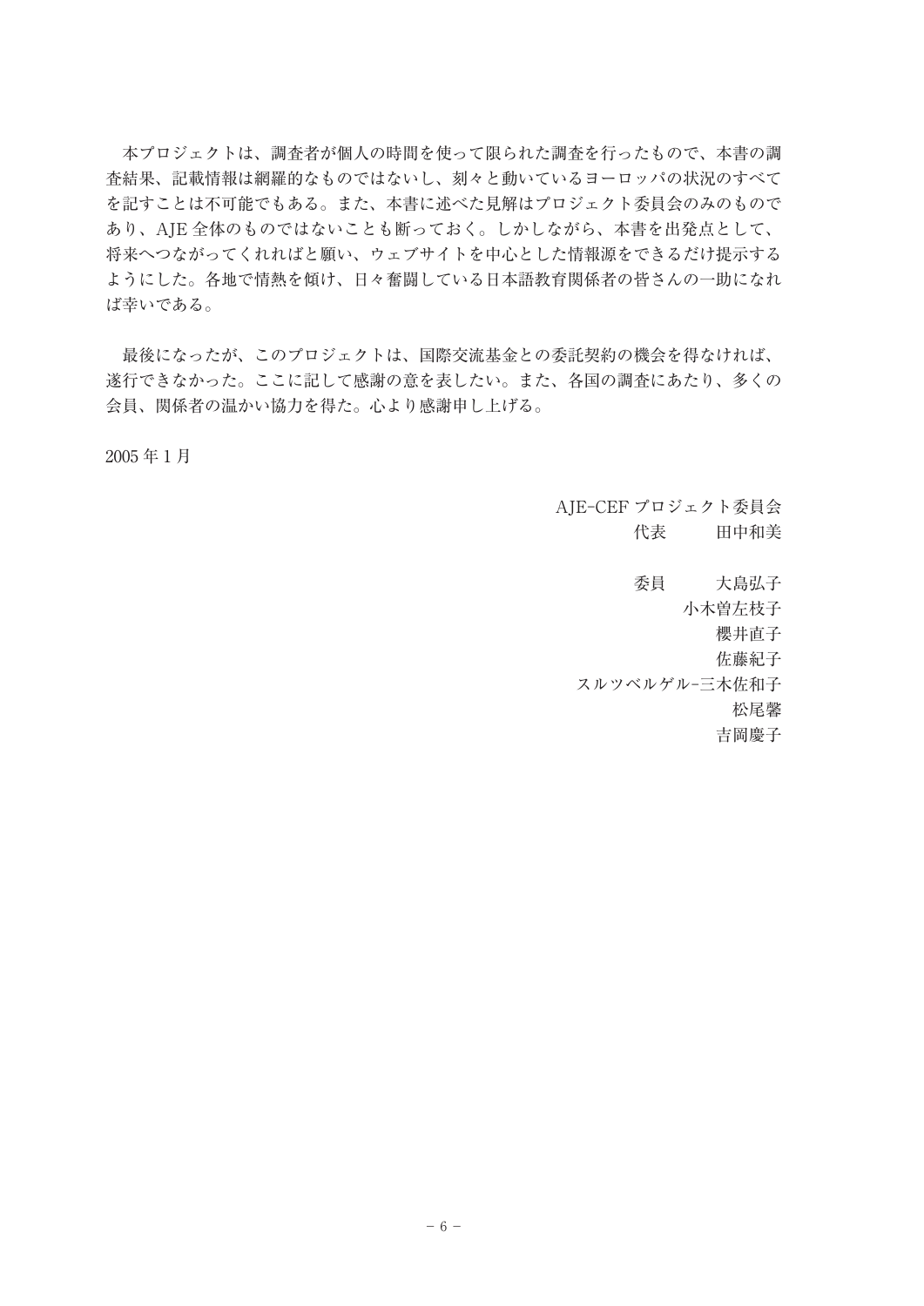本プロジェクトは、調査者が個人の時間を使って限られた調査を行ったもので、本書の調査結果、記載情報は網羅的なものではないし、刻々と動いているヨーロッパの状況のすべてを記すことは不可能でもある。また、本書に述べた見解はプロジェクト委員会のみのものであり、AJE 全体のものではないことも断っておく。しかしながら、本書を出発点として、将来へつながってくれればと願い、ウェブサイトを中心とした情報源をできるだけ提示するようにした。各地で情熱を傾け、日々奮闘している日本語教育関係者の皆さんの一助になれば幸いである。

最後になったが、このプロジェクトは、国際交流基金との委託契約の機会を得なければ、遂行できなかった。ここに記して感謝の意を表したい。また、各国の調査にあたり、多くの会員、関係者の温かい協力を得た。心より感謝申し上げる。

2005 年 1 月

AJE-CEF プロジェクト委員会
代表　　田中和美

委員　　大島弘子
小木曽左枝子
櫻井直子
佐藤紀子
スルツベルゲル-三木佐和子
松尾馨
吉岡慶子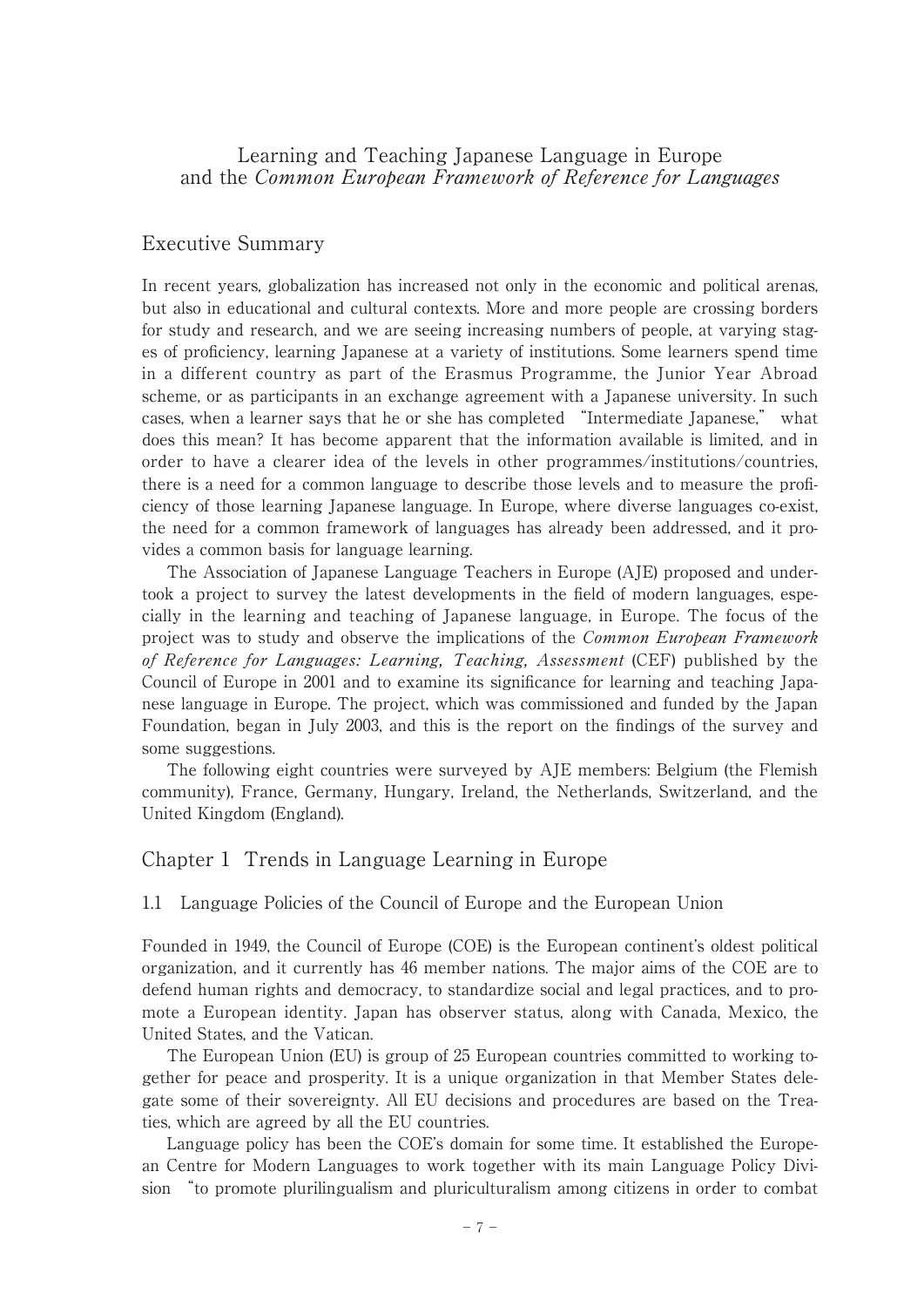# Learning and Teaching Japanese Language in Europe and the *Common European Framework of Reference for Languages*

## Executive Summary

In recent years, globalization has increased not only in the economic and political arenas, but also in educational and cultural contexts. More and more people are crossing borders for study and research, and we are seeing increasing numbers of people, at varying stages of proficiency, learning Japanese at a variety of institutions. Some learners spend time in a different country as part of the Erasmus Programme, the Junior Year Abroad scheme, or as participants in an exchange agreement with a Japanese university. In such cases, when a learner says that he or she has completed "Intermediate Japanese," what does this mean? It has become apparent that the information available is limited, and in order to have a clearer idea of the levels in other programmes/institutions/countries, there is a need for a common language to describe those levels and to measure the proficiency of those learning Japanese language. In Europe, where diverse languages co-exist, the need for a common framework of languages has already been addressed, and it provides a common basis for language learning.

The Association of Japanese Language Teachers in Europe (AJE) proposed and undertook a project to survey the latest developments in the field of modern languages, especially in the learning and teaching of Japanese language, in Europe. The focus of the project was to study and observe the implications of the *Common European Framework of Reference for Languages: Learning, Teaching, Assessment* (CEF) published by the Council of Europe in 2001 and to examine its significance for learning and teaching Japanese language in Europe. The project, which was commissioned and funded by the Japan Foundation, began in July 2003, and this is the report on the findings of the survey and some suggestions.

The following eight countries were surveyed by AJE members: Belgium (the Flemish community), France, Germany, Hungary, Ireland, the Netherlands, Switzerland, and the United Kingdom (England).

## Chapter 1 Trends in Language Learning in Europe

### 1.1 Language Policies of the Council of Europe and the European Union

Founded in 1949, the Council of Europe (COE) is the European continent's oldest political organization, and it currently has 46 member nations. The major aims of the COE are to defend human rights and democracy, to standardize social and legal practices, and to promote a European identity. Japan has observer status, along with Canada, Mexico, the United States, and the Vatican.

The European Union (EU) is group of 25 European countries committed to working together for peace and prosperity. It is a unique organization in that Member States delegate some of their sovereignty. All EU decisions and procedures are based on the Treaties, which are agreed by all the EU countries.

Language policy has been the COE's domain for some time. It established the European Centre for Modern Languages to work together with its main Language Policy Division "to promote plurilingualism and pluriculturalism among citizens in order to combat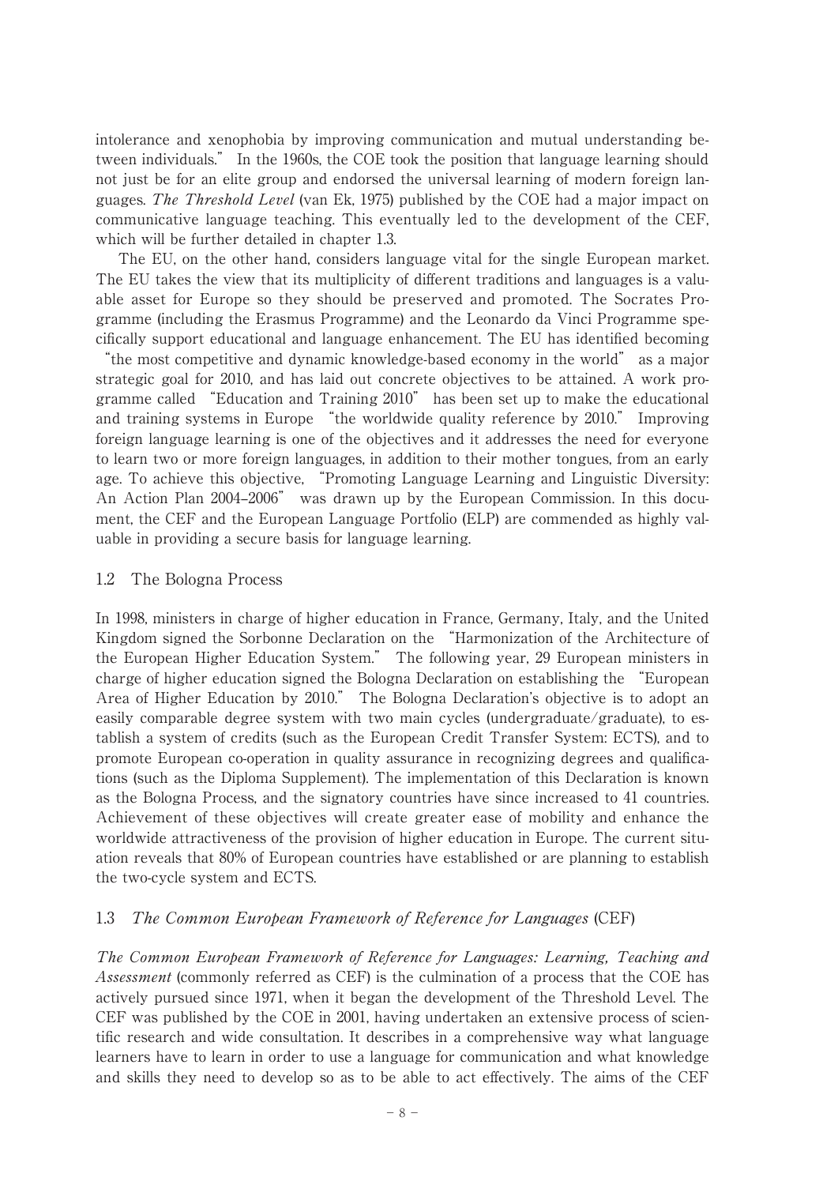intolerance and xenophobia by improving communication and mutual understanding between individuals." In the 1960s, the COE took the position that language learning should not just be for an elite group and endorsed the universal learning of modern foreign languages. *The Threshold Level* (van Ek, 1975) published by the COE had a major impact on communicative language teaching. This eventually led to the development of the CEF, which will be further detailed in chapter 1.3.

The EU, on the other hand, considers language vital for the single European market. The EU takes the view that its multiplicity of different traditions and languages is a valuable asset for Europe so they should be preserved and promoted. The Socrates Programme (including the Erasmus Programme) and the Leonardo da Vinci Programme specifically support educational and language enhancement. The EU has identified becoming "the most competitive and dynamic knowledge-based economy in the world" as a major strategic goal for 2010, and has laid out concrete objectives to be attained. A work programme called "Education and Training 2010" has been set up to make the educational and training systems in Europe "the worldwide quality reference by 2010." Improving foreign language learning is one of the objectives and it addresses the need for everyone to learn two or more foreign languages, in addition to their mother tongues, from an early age. To achieve this objective, "Promoting Language Learning and Linguistic Diversity: An Action Plan 2004–2006" was drawn up by the European Commission. In this document, the CEF and the European Language Portfolio (ELP) are commended as highly valuable in providing a secure basis for language learning.

## 1.2 The Bologna Process

In 1998, ministers in charge of higher education in France, Germany, Italy, and the United Kingdom signed the Sorbonne Declaration on the "Harmonization of the Architecture of the European Higher Education System." The following year, 29 European ministers in charge of higher education signed the Bologna Declaration on establishing the "European Area of Higher Education by 2010." The Bologna Declaration's objective is to adopt an easily comparable degree system with two main cycles (undergraduate/graduate), to establish a system of credits (such as the European Credit Transfer System: ECTS), and to promote European co-operation in quality assurance in recognizing degrees and qualifications (such as the Diploma Supplement). The implementation of this Declaration is known as the Bologna Process, and the signatory countries have since increased to 41 countries. Achievement of these objectives will create greater ease of mobility and enhance the worldwide attractiveness of the provision of higher education in Europe. The current situation reveals that 80% of European countries have established or are planning to establish the two-cycle system and ECTS.

## 1.3 *The Common European Framework of Reference for Languages* (CEF)

*The Common European Framework of Reference for Languages: Learning, Teaching and Assessment* (commonly referred as CEF) is the culmination of a process that the COE has actively pursued since 1971, when it began the development of the Threshold Level. The CEF was published by the COE in 2001, having undertaken an extensive process of scientific research and wide consultation. It describes in a comprehensive way what language learners have to learn in order to use a language for communication and what knowledge and skills they need to develop so as to be able to act effectively. The aims of the CEF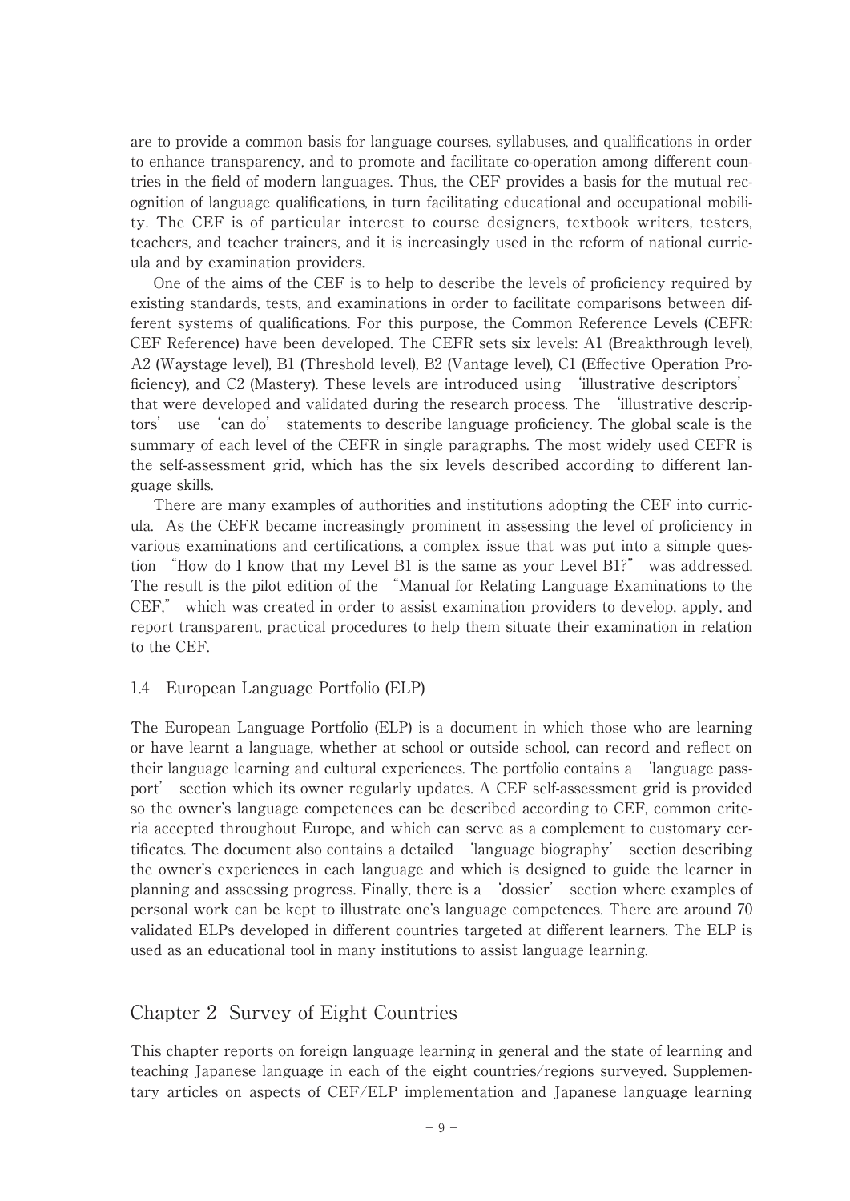are to provide a common basis for language courses, syllabuses, and qualifications in order to enhance transparency, and to promote and facilitate co-operation among different countries in the field of modern languages. Thus, the CEF provides a basis for the mutual recognition of language qualifications, in turn facilitating educational and occupational mobility. The CEF is of particular interest to course designers, textbook writers, testers, teachers, and teacher trainers, and it is increasingly used in the reform of national curricula and by examination providers.

One of the aims of the CEF is to help to describe the levels of proficiency required by existing standards, tests, and examinations in order to facilitate comparisons between different systems of qualifications. For this purpose, the Common Reference Levels (CEFR: CEF Reference) have been developed. The CEFR sets six levels: A1 (Breakthrough level), A2 (Waystage level), B1 (Threshold level), B2 (Vantage level), C1 (Effective Operation Proficiency), and C2 (Mastery). These levels are introduced using 'illustrative descriptors' that were developed and validated during the research process. The 'illustrative descriptors' use 'can do' statements to describe language proficiency. The global scale is the summary of each level of the CEFR in single paragraphs. The most widely used CEFR is the self-assessment grid, which has the six levels described according to different language skills.

There are many examples of authorities and institutions adopting the CEF into curricula. As the CEFR became increasingly prominent in assessing the level of proficiency in various examinations and certifications, a complex issue that was put into a simple question "How do I know that my Level B1 is the same as your Level B1?" was addressed. The result is the pilot edition of the "Manual for Relating Language Examinations to the CEF," which was created in order to assist examination providers to develop, apply, and report transparent, practical procedures to help them situate their examination in relation to the CEF.

### 1.4 European Language Portfolio (ELP)

The European Language Portfolio (ELP) is a document in which those who are learning or have learnt a language, whether at school or outside school, can record and reflect on their language learning and cultural experiences. The portfolio contains a 'language passport' section which its owner regularly updates. A CEF self-assessment grid is provided so the owner's language competences can be described according to CEF, common criteria accepted throughout Europe, and which can serve as a complement to customary certificates. The document also contains a detailed 'language biography' section describing the owner's experiences in each language and which is designed to guide the learner in planning and assessing progress. Finally, there is a 'dossier' section where examples of personal work can be kept to illustrate one's language competences. There are around 70 validated ELPs developed in different countries targeted at different learners. The ELP is used as an educational tool in many institutions to assist language learning.

## Chapter 2 Survey of Eight Countries

This chapter reports on foreign language learning in general and the state of learning and teaching Japanese language in each of the eight countries/regions surveyed. Supplementary articles on aspects of CEF/ELP implementation and Japanese language learning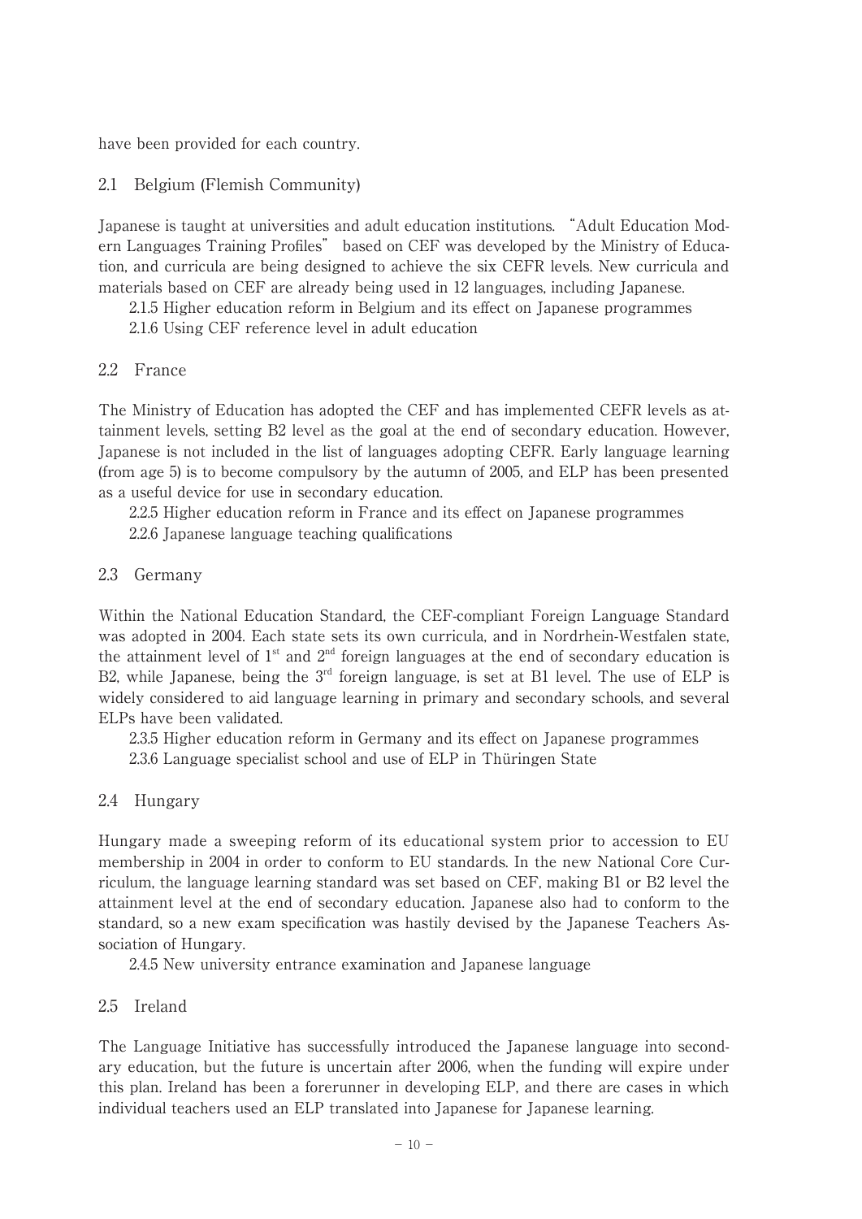have been provided for each country.

## 2.1 Belgium (Flemish Community)

Japanese is taught at universities and adult education institutions. "Adult Education Modern Languages Training Profiles" based on CEF was developed by the Ministry of Education, and curricula are being designed to achieve the six CEFR levels. New curricula and materials based on CEF are already being used in 12 languages, including Japanese.

2.1.5 Higher education reform in Belgium and its effect on Japanese programmes
2.1.6 Using CEF reference level in adult education

## 2.2 France

The Ministry of Education has adopted the CEF and has implemented CEFR levels as attainment levels, setting B2 level as the goal at the end of secondary education. However, Japanese is not included in the list of languages adopting CEFR. Early language learning (from age 5) is to become compulsory by the autumn of 2005, and ELP has been presented as a useful device for use in secondary education.

2.2.5 Higher education reform in France and its effect on Japanese programmes
2.2.6 Japanese language teaching qualifications

## 2.3 Germany

Within the National Education Standard, the CEF-compliant Foreign Language Standard was adopted in 2004. Each state sets its own curricula, and in Nordrhein-Westfalen state, the attainment level of 1st and 2nd foreign languages at the end of secondary education is B2, while Japanese, being the 3rd foreign language, is set at B1 level. The use of ELP is widely considered to aid language learning in primary and secondary schools, and several ELPs have been validated.

2.3.5 Higher education reform in Germany and its effect on Japanese programmes
2.3.6 Language specialist school and use of ELP in Thüringen State

## 2.4 Hungary

Hungary made a sweeping reform of its educational system prior to accession to EU membership in 2004 in order to conform to EU standards. In the new National Core Curriculum, the language learning standard was set based on CEF, making B1 or B2 level the attainment level at the end of secondary education. Japanese also had to conform to the standard, so a new exam specification was hastily devised by the Japanese Teachers Association of Hungary.

2.4.5 New university entrance examination and Japanese language

## 2.5 Ireland

The Language Initiative has successfully introduced the Japanese language into secondary education, but the future is uncertain after 2006, when the funding will expire under this plan. Ireland has been a forerunner in developing ELP, and there are cases in which individual teachers used an ELP translated into Japanese for Japanese learning.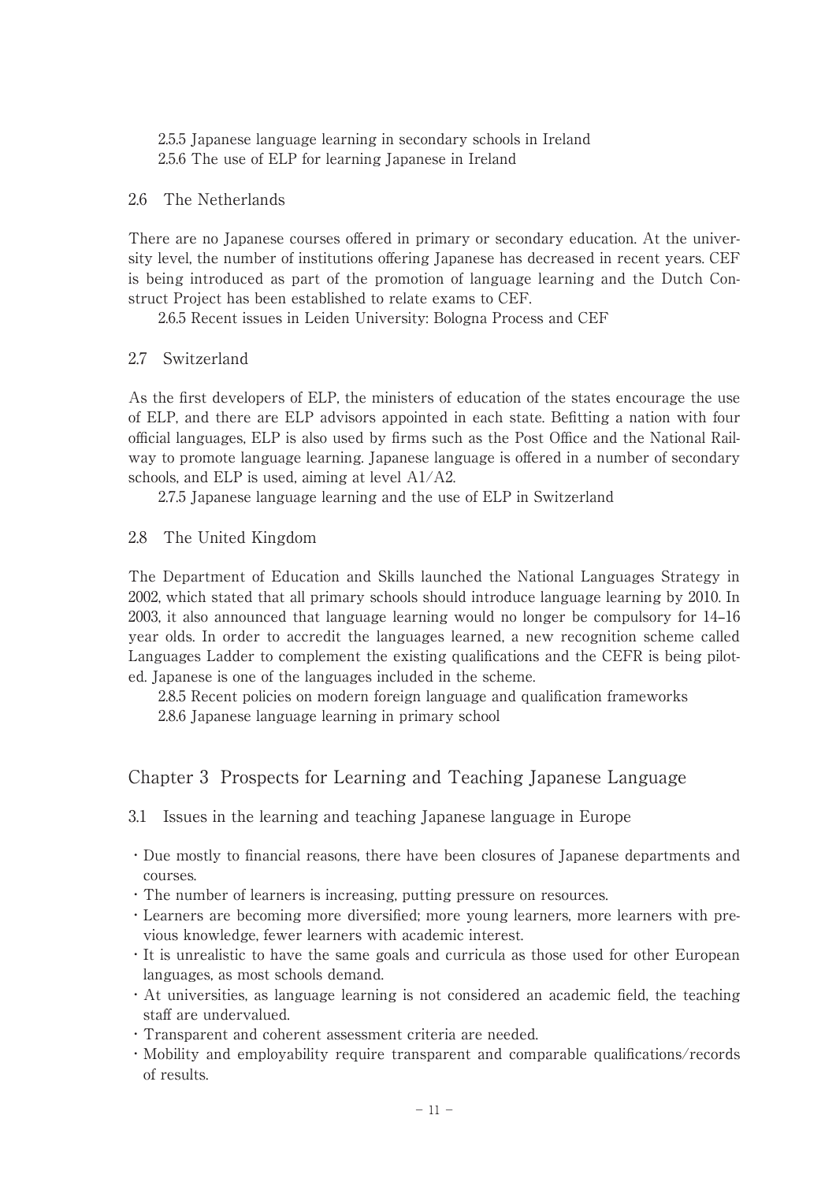2.5.5 Japanese language learning in secondary schools in Ireland

2.5.6 The use of ELP for learning Japanese in Ireland

### 2.6 The Netherlands

There are no Japanese courses offered in primary or secondary education. At the university level, the number of institutions offering Japanese has decreased in recent years. CEF is being introduced as part of the promotion of language learning and the Dutch Construct Project has been established to relate exams to CEF.

2.6.5 Recent issues in Leiden University: Bologna Process and CEF

### 2.7 Switzerland

As the first developers of ELP, the ministers of education of the states encourage the use of ELP, and there are ELP advisors appointed in each state. Befitting a nation with four official languages, ELP is also used by firms such as the Post Office and the National Railway to promote language learning. Japanese language is offered in a number of secondary schools, and ELP is used, aiming at level A1/A2.

2.7.5 Japanese language learning and the use of ELP in Switzerland

### 2.8 The United Kingdom

The Department of Education and Skills launched the National Languages Strategy in 2002, which stated that all primary schools should introduce language learning by 2010. In 2003, it also announced that language learning would no longer be compulsory for 14–16 year olds. In order to accredit the languages learned, a new recognition scheme called Languages Ladder to complement the existing qualifications and the CEFR is being piloted. Japanese is one of the languages included in the scheme.

2.8.5 Recent policies on modern foreign language and qualification frameworks

2.8.6 Japanese language learning in primary school

## Chapter 3 Prospects for Learning and Teaching Japanese Language

### 3.1 Issues in the learning and teaching Japanese language in Europe

- Due mostly to financial reasons, there have been closures of Japanese departments and courses.
- The number of learners is increasing, putting pressure on resources.
- Learners are becoming more diversified; more young learners, more learners with previous knowledge, fewer learners with academic interest.
- It is unrealistic to have the same goals and curricula as those used for other European languages, as most schools demand.
- At universities, as language learning is not considered an academic field, the teaching staff are undervalued.
- Transparent and coherent assessment criteria are needed.
- Mobility and employability require transparent and comparable qualifications/records of results.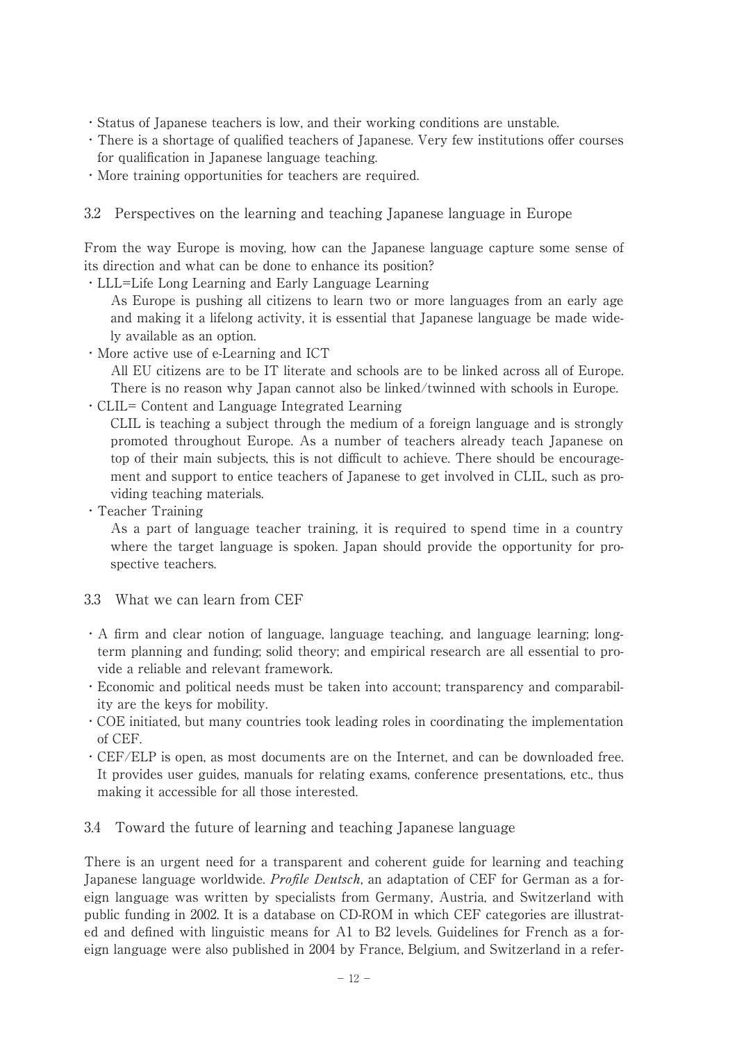- Status of Japanese teachers is low, and their working conditions are unstable.
- There is a shortage of qualified teachers of Japanese. Very few institutions offer courses for qualification in Japanese language teaching.
- More training opportunities for teachers are required.

### 3.2 Perspectives on the learning and teaching Japanese language in Europe

From the way Europe is moving, how can the Japanese language capture some sense of its direction and what can be done to enhance its position?

- LLL=Life Long Learning and Early Language Learning
  As Europe is pushing all citizens to learn two or more languages from an early age and making it a lifelong activity, it is essential that Japanese language be made widely available as an option.
- More active use of e-Learning and ICT
  All EU citizens are to be IT literate and schools are to be linked across all of Europe. There is no reason why Japan cannot also be linked/twinned with schools in Europe.
- CLIL= Content and Language Integrated Learning
  CLIL is teaching a subject through the medium of a foreign language and is strongly promoted throughout Europe. As a number of teachers already teach Japanese on top of their main subjects, this is not difficult to achieve. There should be encouragement and support to entice teachers of Japanese to get involved in CLIL, such as providing teaching materials.
- Teacher Training
  As a part of language teacher training, it is required to spend time in a country where the target language is spoken. Japan should provide the opportunity for prospective teachers.

### 3.3 What we can learn from CEF

- A firm and clear notion of language, language teaching, and language learning; long-term planning and funding; solid theory; and empirical research are all essential to provide a reliable and relevant framework.
- Economic and political needs must be taken into account; transparency and comparability are the keys for mobility.
- COE initiated, but many countries took leading roles in coordinating the implementation of CEF.
- CEF/ELP is open, as most documents are on the Internet, and can be downloaded free. It provides user guides, manuals for relating exams, conference presentations, etc., thus making it accessible for all those interested.

### 3.4 Toward the future of learning and teaching Japanese language

There is an urgent need for a transparent and coherent guide for learning and teaching Japanese language worldwide. *Profile Deutsch*, an adaptation of CEF for German as a foreign language was written by specialists from Germany, Austria, and Switzerland with public funding in 2002. It is a database on CD-ROM in which CEF categories are illustrated and defined with linguistic means for A1 to B2 levels. Guidelines for French as a foreign language were also published in 2004 by France, Belgium, and Switzerland in a refer-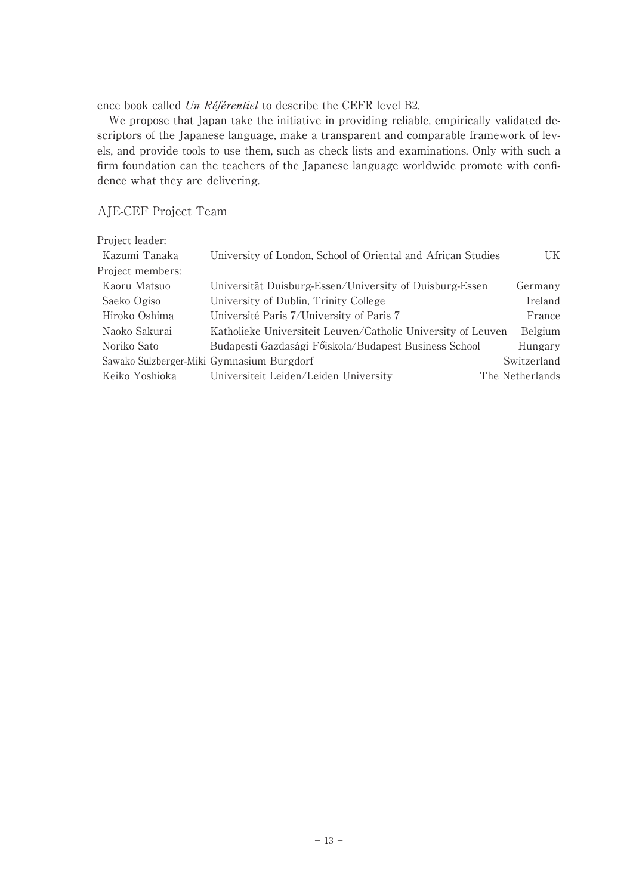ence book called *Un Référentiel* to describe the CEFR level B2.

We propose that Japan take the initiative in providing reliable, empirically validated descriptors of the Japanese language, make a transparent and comparable framework of levels, and provide tools to use them, such as check lists and examinations. Only with such a firm foundation can the teachers of the Japanese language worldwide promote with confidence what they are delivering.

## AJE-CEF Project Team

| | | |
|---|---|---|
| Project leader: | | |
| Kazumi Tanaka | University of London, School of Oriental and African Studies | UK |
| Project members: | | |
| Kaoru Matsuo | Universität Duisburg-Essen/University of Duisburg-Essen | Germany |
| Saeko Ogiso | University of Dublin, Trinity College | Ireland |
| Hiroko Oshima | Université Paris 7/University of Paris 7 | France |
| Naoko Sakurai | Katholieke Universiteit Leuven/Catholic University of Leuven | Belgium |
| Noriko Sato | Budapesti Gazdasági Főiskola/Budapest Business School | Hungary |
| Sawako Sulzberger-Miki | Gymnasium Burgdorf | Switzerland |
| Keiko Yoshioka | Universiteit Leiden/Leiden University | The Netherlands |